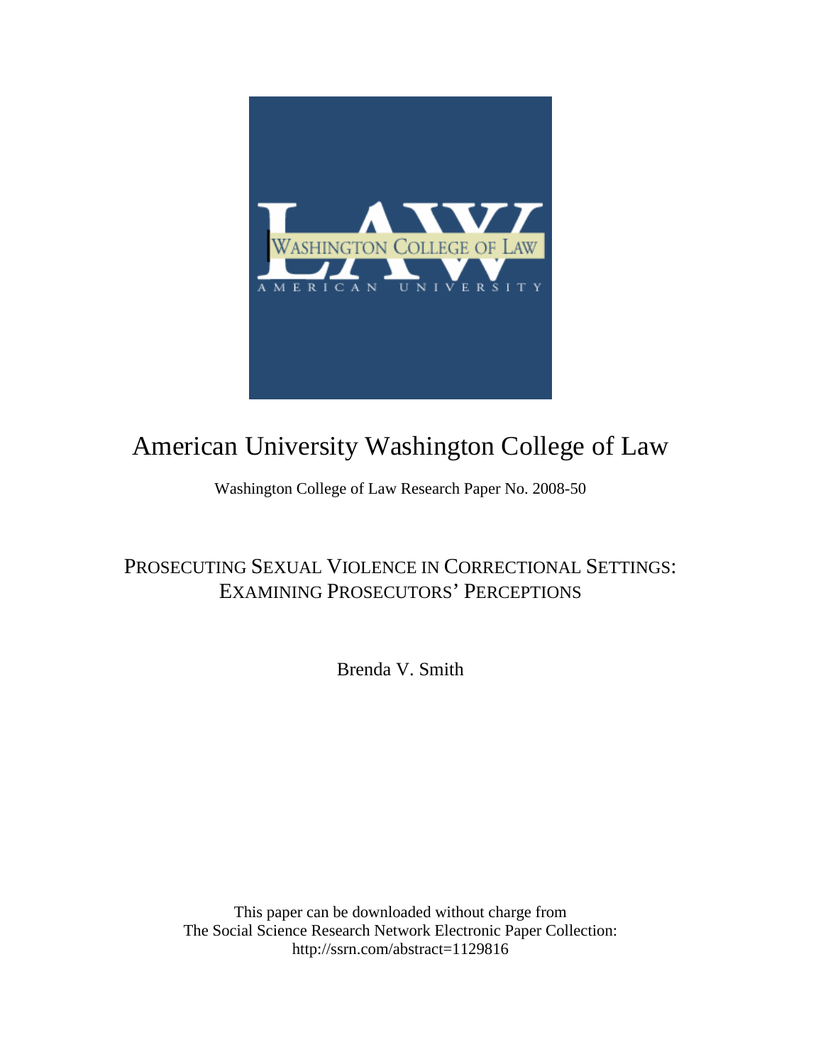# American University Washington College of Law

Washington College of Law Research Paper No. 2008-50

## PROSECUTING SEXUAL VIOLENCE IN CORRECTIONAL SETTINGS: EXAMINING PROSECUTORS' PERCEPTIONS

Brenda V. Smith

This paper can be downloaded without charge from
The Social Science Research Network Electronic Paper Collection:
http://ssrn.com/abstract=1129816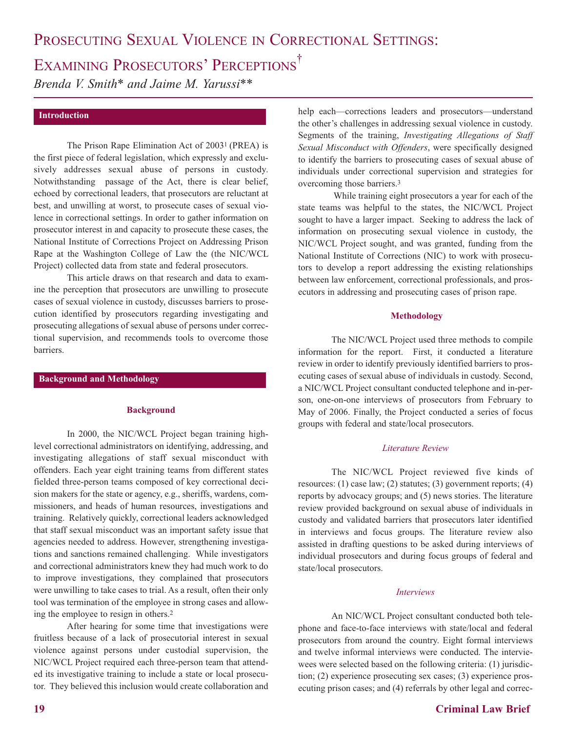# Prosecuting Sexual Violence in Correctional Settings: Examining Prosecutors' Perceptions†

*Brenda V. Smith\* and Jaime M. Yarussi\*\**

## Introduction

The Prison Rape Elimination Act of 2003[1] (PREA) is the first piece of federal legislation, which expressly and exclusively addresses sexual abuse of persons in custody. Notwithstanding passage of the Act, there is clear belief, echoed by correctional leaders, that prosecutors are reluctant at best, and unwilling at worst, to prosecute cases of sexual violence in correctional settings. In order to gather information on prosecutor interest in and capacity to prosecute these cases, the National Institute of Corrections Project on Addressing Prison Rape at the Washington College of Law the (the NIC/WCL Project) collected data from state and federal prosecutors.

This article draws on that research and data to examine the perception that prosecutors are unwilling to prosecute cases of sexual violence in custody, discusses barriers to prosecution identified by prosecutors regarding investigating and prosecuting allegations of sexual abuse of persons under correctional supervision, and recommends tools to overcome those barriers.

## Background and Methodology

### Background

In 2000, the NIC/WCL Project began training high-level correctional administrators on identifying, addressing, and investigating allegations of staff sexual misconduct with offenders. Each year eight training teams from different states fielded three-person teams composed of key correctional decision makers for the state or agency, e.g., sheriffs, wardens, commissioners, and heads of human resources, investigations and training. Relatively quickly, correctional leaders acknowledged that staff sexual misconduct was an important safety issue that agencies needed to address. However, strengthening investigations and sanctions remained challenging. While investigators and correctional administrators knew they had much work to do to improve investigations, they complained that prosecutors were unwilling to take cases to trial. As a result, often their only tool was termination of the employee in strong cases and allowing the employee to resign in others.[2]

After hearing for some time that investigations were fruitless because of a lack of prosecutorial interest in sexual violence against persons under custodial supervision, the NIC/WCL Project required each three-person team that attended its investigative training to include a state or local prosecutor. They believed this inclusion would create collaboration and help each—corrections leaders and prosecutors—understand the other's challenges in addressing sexual violence in custody. Segments of the training, *Investigating Allegations of Staff Sexual Misconduct with Offenders*, were specifically designed to identify the barriers to prosecuting cases of sexual abuse of individuals under correctional supervision and strategies for overcoming those barriers.[3]

While training eight prosecutors a year for each of the state teams was helpful to the states, the NIC/WCL Project sought to have a larger impact. Seeking to address the lack of information on prosecuting sexual violence in custody, the NIC/WCL Project sought, and was granted, funding from the National Institute of Corrections (NIC) to work with prosecutors to develop a report addressing the existing relationships between law enforcement, correctional professionals, and prosecutors in addressing and prosecuting cases of prison rape.

### Methodology

The NIC/WCL Project used three methods to compile information for the report. First, it conducted a literature review in order to identify previously identified barriers to prosecuting cases of sexual abuse of individuals in custody. Second, a NIC/WCL Project consultant conducted telephone and in-person, one-on-one interviews of prosecutors from February to May of 2006. Finally, the Project conducted a series of focus groups with federal and state/local prosecutors.

#### *Literature Review*

The NIC/WCL Project reviewed five kinds of resources: (1) case law; (2) statutes; (3) government reports; (4) reports by advocacy groups; and (5) news stories. The literature review provided background on sexual abuse of individuals in custody and validated barriers that prosecutors later identified in interviews and focus groups. The literature review also assisted in drafting questions to be asked during interviews of individual prosecutors and during focus groups of federal and state/local prosecutors.

#### *Interviews*

An NIC/WCL Project consultant conducted both telephone and face-to-face interviews with state/local and federal prosecutors from around the country. Eight formal interviews and twelve informal interviews were conducted. The interviewees were selected based on the following criteria: (1) jurisdiction; (2) experience prosecuting sex cases; (3) experience prosecuting prison cases; and (4) referrals by other legal and correc-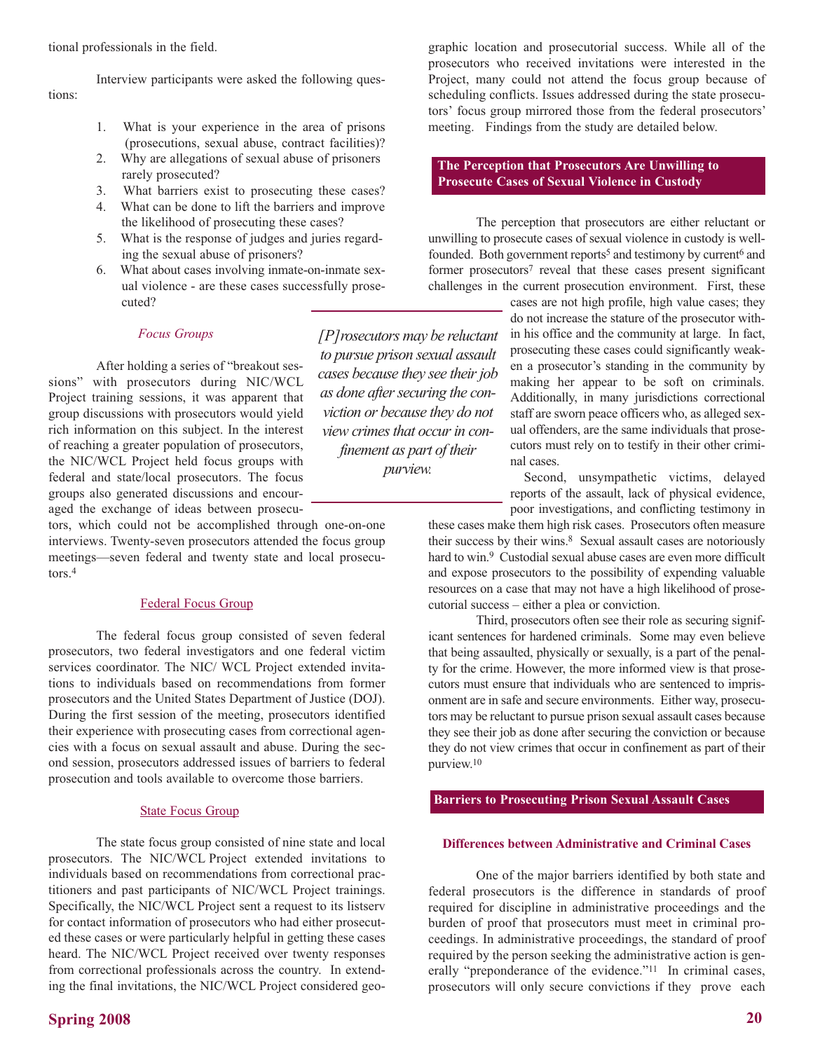tional professionals in the field.

Interview participants were asked the following questions:

1. What is your experience in the area of prisons (prosecutions, sexual abuse, contract facilities)?
2. Why are allegations of sexual abuse of prisoners rarely prosecuted?
3. What barriers exist to prosecuting these cases?
4. What can be done to lift the barriers and improve the likelihood of prosecuting these cases?
5. What is the response of judges and juries regarding the sexual abuse of prisoners?
6. What about cases involving inmate-on-inmate sexual violence - are these cases successfully prosecuted?

### *Focus Groups*

After holding a series of "breakout sessions" with prosecutors during NIC/WCL Project training sessions, it was apparent that group discussions with prosecutors would yield rich information on this subject. In the interest of reaching a greater population of prosecutors, the NIC/WCL Project held focus groups with federal and state/local prosecutors. The focus groups also generated discussions and encouraged the exchange of ideas between prosecutors, which could not be accomplished through one-on-one interviews. Twenty-seven prosecutors attended the focus group meetings—seven federal and twenty state and local prosecutors.[4]

#### Federal Focus Group

The federal focus group consisted of seven federal prosecutors, two federal investigators and one federal victim services coordinator. The NIC/ WCL Project extended invitations to individuals based on recommendations from former prosecutors and the United States Department of Justice (DOJ). During the first session of the meeting, prosecutors identified their experience with prosecuting cases from correctional agencies with a focus on sexual assault and abuse. During the second session, prosecutors addressed issues of barriers to federal prosecution and tools available to overcome those barriers.

#### State Focus Group

The state focus group consisted of nine state and local prosecutors. The NIC/WCL Project extended invitations to individuals based on recommendations from correctional practitioners and past participants of NIC/WCL Project trainings. Specifically, the NIC/WCL Project sent a request to its listserv for contact information of prosecutors who had either prosecuted these cases or were particularly helpful in getting these cases heard. The NIC/WCL Project received over twenty responses from correctional professionals across the country. In extending the final invitations, the NIC/WCL Project considered geographic location and prosecutorial success. While all of the prosecutors who received invitations were interested in the Project, many could not attend the focus group because of scheduling conflicts. Issues addressed during the state prosecutors' focus group mirrored those from the federal prosecutors' meeting. Findings from the study are detailed below.

## The Perception that Prosecutors Are Unwilling to Prosecute Cases of Sexual Violence in Custody

The perception that prosecutors are either reluctant or unwilling to prosecute cases of sexual violence in custody is well-founded. Both government reports[5] and testimony by current[6] and former prosecutors[7] reveal that these cases present significant challenges in the current prosecution environment. First, these cases are not high profile, high value cases; they do not increase the stature of the prosecutor within his office and the community at large. In fact, prosecuting these cases could significantly weaken a prosecutor's standing in the community by making her appear to be soft on criminals. Additionally, in many jurisdictions correctional staff are sworn peace officers who, as alleged sexual offenders, are the same individuals that prosecutors must rely on to testify in their other criminal cases.

Second, unsympathetic victims, delayed reports of the assault, lack of physical evidence, poor investigations, and conflicting testimony in these cases make them high risk cases. Prosecutors often measure their success by their wins.[8] Sexual assault cases are notoriously hard to win.[9] Custodial sexual abuse cases are even more difficult and expose prosecutors to the possibility of expending valuable resources on a case that may not have a high likelihood of prosecutorial success – either a plea or conviction.

Third, prosecutors often see their role as securing significant sentences for hardened criminals. Some may even believe that being assaulted, physically or sexually, is a part of the penalty for the crime. However, the more informed view is that prosecutors must ensure that individuals who are sentenced to imprisonment are in safe and secure environments. Either way, prosecutors may be reluctant to pursue prison sexual assault cases because they see their job as done after securing the conviction or because they do not view crimes that occur in confinement as part of their purview.[10]

> *[P]rosecutors may be reluctant to pursue prison sexual assault cases because they see their job as done after securing the conviction or because they do not view crimes that occur in confinement as part of their purview.*

## Barriers to Prosecuting Prison Sexual Assault Cases

### Differences between Administrative and Criminal Cases

One of the major barriers identified by both state and federal prosecutors is the difference in standards of proof required for discipline in administrative proceedings and the burden of proof that prosecutors must meet in criminal proceedings. In administrative proceedings, the standard of proof required by the person seeking the administrative action is generally "preponderance of the evidence."[11] In criminal cases, prosecutors will only secure convictions if they prove each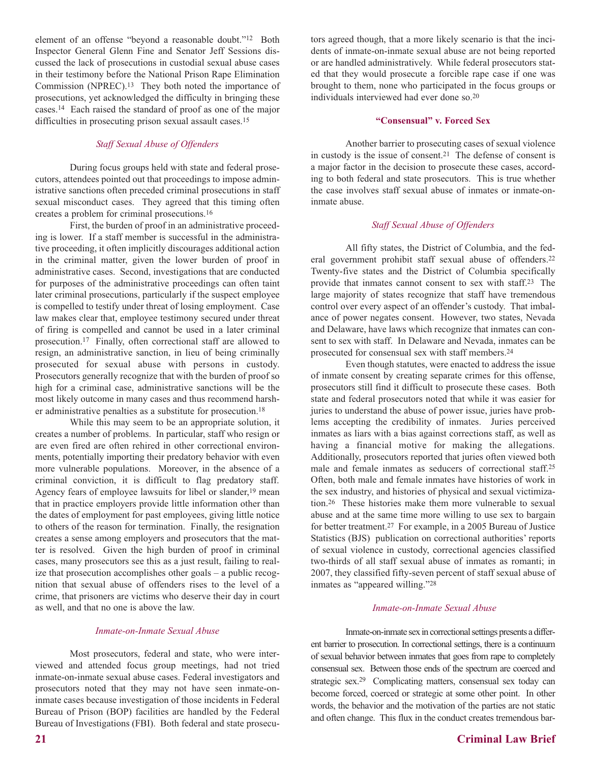element of an offense "beyond a reasonable doubt."[12] Both Inspector General Glenn Fine and Senator Jeff Sessions discussed the lack of prosecutions in custodial sexual abuse cases in their testimony before the National Prison Rape Elimination Commission (NPREC).[13] They both noted the importance of prosecutions, yet acknowledged the difficulty in bringing these cases.[14] Each raised the standard of proof as one of the major difficulties in prosecuting prison sexual assault cases.[15]

### *Staff Sexual Abuse of Offenders*

During focus groups held with state and federal prosecutors, attendees pointed out that proceedings to impose administrative sanctions often preceded criminal prosecutions in staff sexual misconduct cases. They agreed that this timing often creates a problem for criminal prosecutions.[16]

First, the burden of proof in an administrative proceeding is lower. If a staff member is successful in the administrative proceeding, it often implicitly discourages additional action in the criminal matter, given the lower burden of proof in administrative cases. Second, investigations that are conducted for purposes of the administrative proceedings can often taint later criminal prosecutions, particularly if the suspect employee is compelled to testify under threat of losing employment. Case law makes clear that, employee testimony secured under threat of firing is compelled and cannot be used in a later criminal prosecution.[17] Finally, often correctional staff are allowed to resign, an administrative sanction, in lieu of being criminally prosecuted for sexual abuse with persons in custody. Prosecutors generally recognize that with the burden of proof so high for a criminal case, administrative sanctions will be the most likely outcome in many cases and thus recommend harsher administrative penalties as a substitute for prosecution.[18]

While this may seem to be an appropriate solution, it creates a number of problems. In particular, staff who resign or are even fired are often rehired in other correctional environments, potentially importing their predatory behavior with even more vulnerable populations. Moreover, in the absence of a criminal conviction, it is difficult to flag predatory staff. Agency fears of employee lawsuits for libel or slander,[19] mean that in practice employers provide little information other than the dates of employment for past employees, giving little notice to others of the reason for termination. Finally, the resignation creates a sense among employers and prosecutors that the matter is resolved. Given the high burden of proof in criminal cases, many prosecutors see this as a just result, failing to realize that prosecution accomplishes other goals – a public recognition that sexual abuse of offenders rises to the level of a crime, that prisoners are victims who deserve their day in court as well, and that no one is above the law.

### *Inmate-on-Inmate Sexual Abuse*

Most prosecutors, federal and state, who were interviewed and attended focus group meetings, had not tried inmate-on-inmate sexual abuse cases. Federal investigators and prosecutors noted that they may not have seen inmate-on-inmate cases because investigation of those incidents in Federal Bureau of Prison (BOP) facilities are handled by the Federal Bureau of Investigations (FBI). Both federal and state prosecutors agreed though, that a more likely scenario is that the incidents of inmate-on-inmate sexual abuse are not being reported or are handled administratively. While federal prosecutors stated that they would prosecute a forcible rape case if one was brought to them, none who participated in the focus groups or individuals interviewed had ever done so.[20]

## "Consensual" v. Forced Sex

Another barrier to prosecuting cases of sexual violence in custody is the issue of consent.[21] The defense of consent is a major factor in the decision to prosecute these cases, according to both federal and state prosecutors. This is true whether the case involves staff sexual abuse of inmates or inmate-on-inmate abuse.

### *Staff Sexual Abuse of Offenders*

All fifty states, the District of Columbia, and the federal government prohibit staff sexual abuse of offenders.[22] Twenty-five states and the District of Columbia specifically provide that inmates cannot consent to sex with staff.[23] The large majority of states recognize that staff have tremendous control over every aspect of an offender's custody. That imbalance of power negates consent. However, two states, Nevada and Delaware, have laws which recognize that inmates can consent to sex with staff. In Delaware and Nevada, inmates can be prosecuted for consensual sex with staff members.[24]

Even though statutes, were enacted to address the issue of inmate consent by creating separate crimes for this offense, prosecutors still find it difficult to prosecute these cases. Both state and federal prosecutors noted that while it was easier for juries to understand the abuse of power issue, juries have problems accepting the credibility of inmates. Juries perceived inmates as liars with a bias against corrections staff, as well as having a financial motive for making the allegations. Additionally, prosecutors reported that juries often viewed both male and female inmates as seducers of correctional staff.[25] Often, both male and female inmates have histories of work in the sex industry, and histories of physical and sexual victimization.[26] These histories make them more vulnerable to sexual abuse and at the same time more willing to use sex to bargain for better treatment.[27] For example, in a 2005 Bureau of Justice Statistics (BJS) publication on correctional authorities' reports of sexual violence in custody, correctional agencies classified two-thirds of all staff sexual abuse of inmates as romanti; in 2007, they classified fifty-seven percent of staff sexual abuse of inmates as "appeared willing."[28]

### *Inmate-on-Inmate Sexual Abuse*

Inmate-on-inmate sex in correctional settings presents a different barrier to prosecution. In correctional settings, there is a continuum of sexual behavior between inmates that goes from rape to completely consensual sex. Between those ends of the spectrum are coerced and strategic sex.[29] Complicating matters, consensual sex today can become forced, coerced or strategic at some other point. In other words, the behavior and the motivation of the parties are not static and often change. This flux in the conduct creates tremendous bar-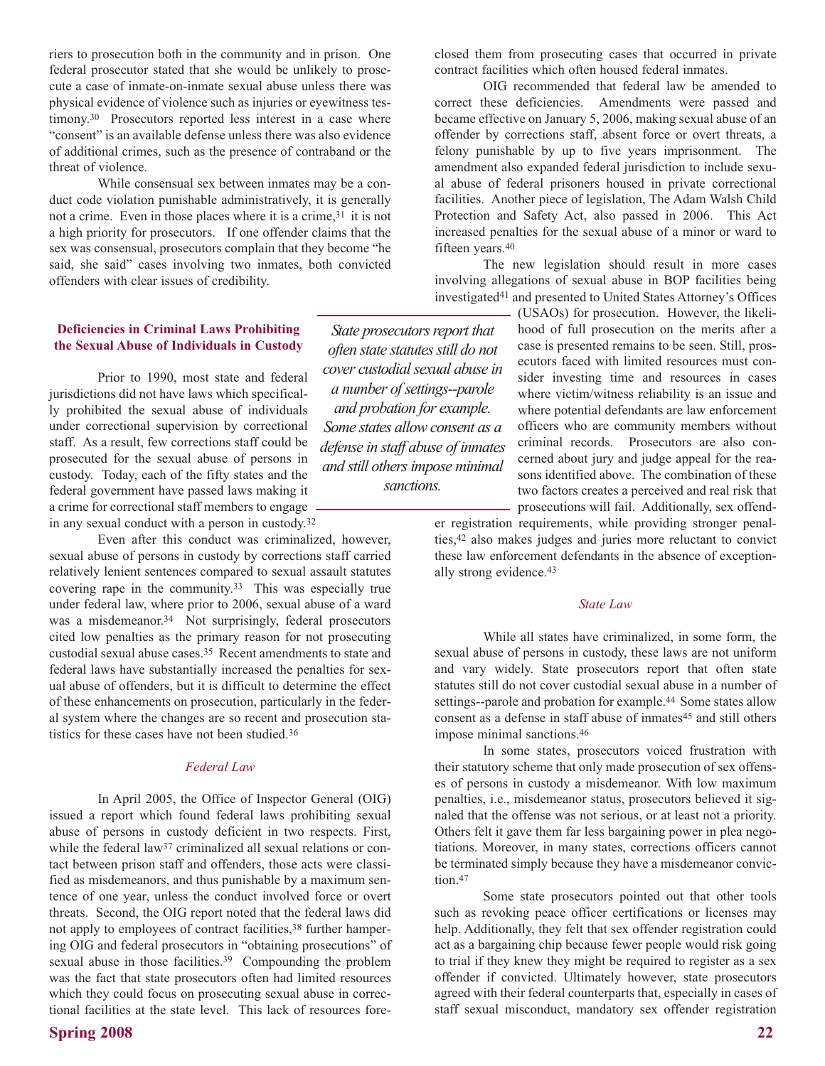riers to prosecution both in the community and in prison. One federal prosecutor stated that she would be unlikely to prosecute a case of inmate-on-inmate sexual abuse unless there was physical evidence of violence such as injuries or eyewitness testimony.[30] Prosecutors reported less interest in a case where "consent" is an available defense unless there was also evidence of additional crimes, such as the presence of contraband or the threat of violence.

While consensual sex between inmates may be a conduct code violation punishable administratively, it is generally not a crime. Even in those places where it is a crime,[31] it is not a high priority for prosecutors. If one offender claims that the sex was consensual, prosecutors complain that they become "he said, she said" cases involving two inmates, both convicted offenders with clear issues of credibility.

### Deficiencies in Criminal Laws Prohibiting the Sexual Abuse of Individuals in Custody

Prior to 1990, most state and federal jurisdictions did not have laws which specifically prohibited the sexual abuse of individuals under correctional supervision by correctional staff. As a result, few corrections staff could be prosecuted for the sexual abuse of persons in custody. Today, each of the fifty states and the federal government have passed laws making it a crime for correctional staff members to engage in any sexual conduct with a person in custody.[32]

Even after this conduct was criminalized, however, sexual abuse of persons in custody by corrections staff carried relatively lenient sentences compared to sexual assault statutes covering rape in the community.[33] This was especially true under federal law, where prior to 2006, sexual abuse of a ward was a misdemeanor.[34] Not surprisingly, federal prosecutors cited low penalties as the primary reason for not prosecuting custodial sexual abuse cases.[35] Recent amendments to state and federal laws have substantially increased the penalties for sexual abuse of offenders, but it is difficult to determine the effect of these enhancements on prosecution, particularly in the federal system where the changes are so recent and prosecution statistics for these cases have not been studied.[36]

#### *Federal Law*

In April 2005, the Office of Inspector General (OIG) issued a report which found federal laws prohibiting sexual abuse of persons in custody deficient in two respects. First, while the federal law[37] criminalized all sexual relations or contact between prison staff and offenders, those acts were classified as misdemeanors, and thus punishable by a maximum sentence of one year, unless the conduct involved force or overt threats. Second, the OIG report noted that the federal laws did not apply to employees of contract facilities,[38] further hampering OIG and federal prosecutors in "obtaining prosecutions" of sexual abuse in those facilities.[39] Compounding the problem was the fact that state prosecutors often had limited resources which they could focus on prosecuting sexual abuse in correctional facilities at the state level. This lack of resources foreclosed them from prosecuting cases that occurred in private contract facilities which often housed federal inmates.

OIG recommended that federal law be amended to correct these deficiencies. Amendments were passed and became effective on January 5, 2006, making sexual abuse of an offender by corrections staff, absent force or overt threats, a felony punishable by up to five years imprisonment. The amendment also expanded federal jurisdiction to include sexual abuse of federal prisoners housed in private correctional facilities. Another piece of legislation, The Adam Walsh Child Protection and Safety Act, also passed in 2006. This Act increased penalties for the sexual abuse of a minor or ward to fifteen years.[40]

The new legislation should result in more cases involving allegations of sexual abuse in BOP facilities being investigated[41] and presented to United States Attorney's Offices (USAOs) for prosecution. However, the likelihood of full prosecution on the merits after a case is presented remains to be seen. Still, prosecutors faced with limited resources must consider investing time and resources in cases where victim/witness reliability is an issue and where potential defendants are law enforcement officers who are community members without criminal records. Prosecutors are also concerned about jury and judge appeal for the reasons identified above. The combination of these two factors creates a perceived and real risk that prosecutions will fail. Additionally, sex offender registration requirements, while providing stronger penalties,[42] also makes judges and juries more reluctant to convict these law enforcement defendants in the absence of exceptionally strong evidence.[43]

*State prosecutors report that often state statutes still do not cover custodial sexual abuse in a number of settings--parole and probation for example. Some states allow consent as a defense in staff abuse of inmates and still others impose minimal sanctions.*

#### *State Law*

While all states have criminalized, in some form, the sexual abuse of persons in custody, these laws are not uniform and vary widely. State prosecutors report that often state statutes still do not cover custodial sexual abuse in a number of settings--parole and probation for example.[44] Some states allow consent as a defense in staff abuse of inmates[45] and still others impose minimal sanctions.[46]

In some states, prosecutors voiced frustration with their statutory scheme that only made prosecution of sex offenses of persons in custody a misdemeanor. With low maximum penalties, i.e., misdemeanor status, prosecutors believed it signaled that the offense was not serious, or at least not a priority. Others felt it gave them far less bargaining power in plea negotiations. Moreover, in many states, corrections officers cannot be terminated simply because they have a misdemeanor conviction.[47]

Some state prosecutors pointed out that other tools such as revoking peace officer certifications or licenses may help. Additionally, they felt that sex offender registration could act as a bargaining chip because fewer people would risk going to trial if they knew they might be required to register as a sex offender if convicted. Ultimately however, state prosecutors agreed with their federal counterparts that, especially in cases of staff sexual misconduct, mandatory sex offender registration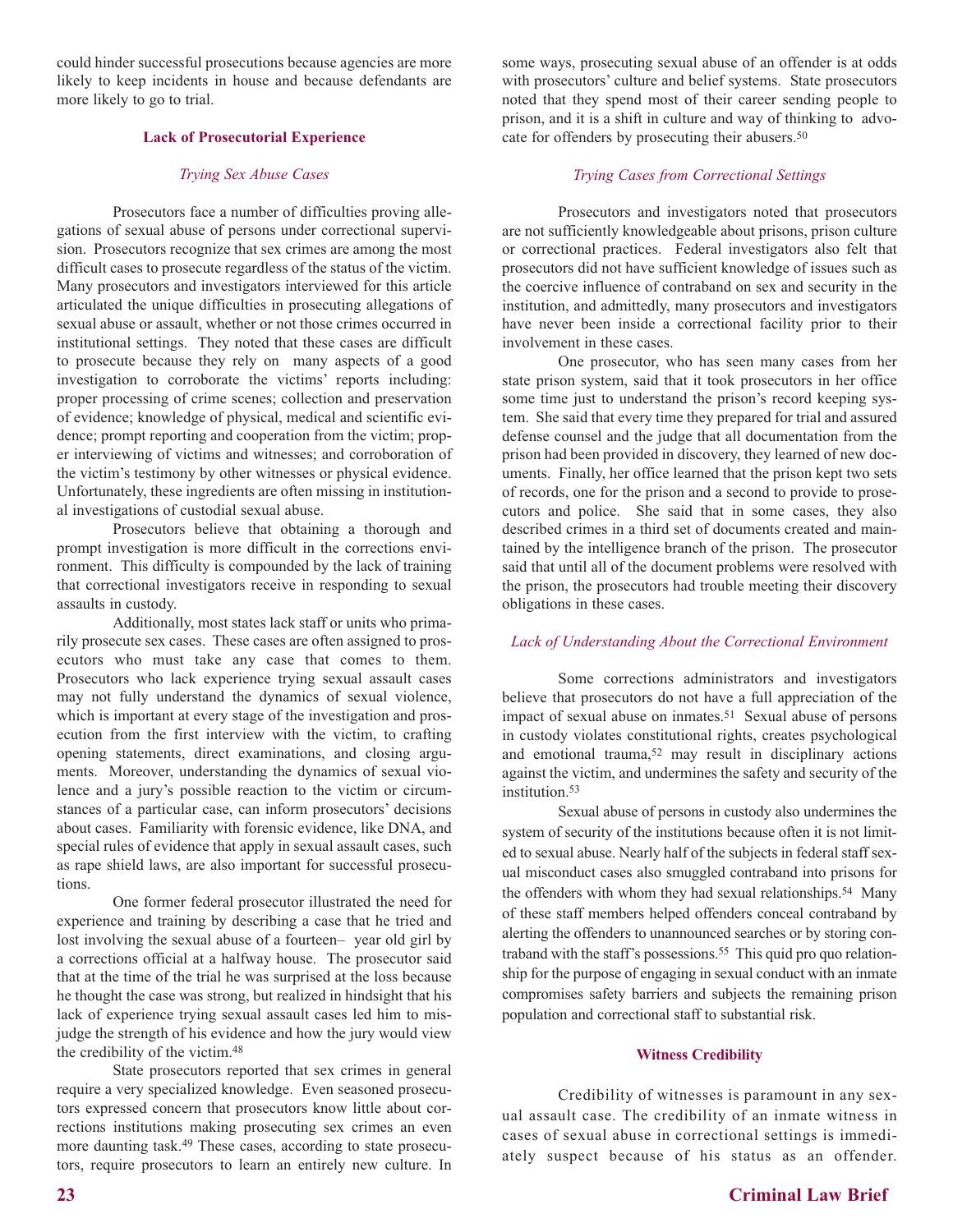could hinder successful prosecutions because agencies are more likely to keep incidents in house and because defendants are more likely to go to trial.

### Lack of Prosecutorial Experience

*Trying Sex Abuse Cases*

Prosecutors face a number of difficulties proving allegations of sexual abuse of persons under correctional supervision. Prosecutors recognize that sex crimes are among the most difficult cases to prosecute regardless of the status of the victim. Many prosecutors and investigators interviewed for this article articulated the unique difficulties in prosecuting allegations of sexual abuse or assault, whether or not those crimes occurred in institutional settings. They noted that these cases are difficult to prosecute because they rely on many aspects of a good investigation to corroborate the victims' reports including: proper processing of crime scenes; collection and preservation of evidence; knowledge of physical, medical and scientific evidence; prompt reporting and cooperation from the victim; proper interviewing of victims and witnesses; and corroboration of the victim's testimony by other witnesses or physical evidence. Unfortunately, these ingredients are often missing in institutional investigations of custodial sexual abuse.

Prosecutors believe that obtaining a thorough and prompt investigation is more difficult in the corrections environment. This difficulty is compounded by the lack of training that correctional investigators receive in responding to sexual assaults in custody.

Additionally, most states lack staff or units who primarily prosecute sex cases. These cases are often assigned to prosecutors who must take any case that comes to them. Prosecutors who lack experience trying sexual assault cases may not fully understand the dynamics of sexual violence, which is important at every stage of the investigation and prosecution from the first interview with the victim, to crafting opening statements, direct examinations, and closing arguments. Moreover, understanding the dynamics of sexual violence and a jury's possible reaction to the victim or circumstances of a particular case, can inform prosecutors' decisions about cases. Familiarity with forensic evidence, like DNA, and special rules of evidence that apply in sexual assault cases, such as rape shield laws, are also important for successful prosecutions.

One former federal prosecutor illustrated the need for experience and training by describing a case that he tried and lost involving the sexual abuse of a fourteen– year old girl by a corrections official at a halfway house. The prosecutor said that at the time of the trial he was surprised at the loss because he thought the case was strong, but realized in hindsight that his lack of experience trying sexual assault cases led him to misjudge the strength of his evidence and how the jury would view the credibility of the victim.[48]

State prosecutors reported that sex crimes in general require a very specialized knowledge. Even seasoned prosecutors expressed concern that prosecutors know little about corrections institutions making prosecuting sex crimes an even more daunting task.[49] These cases, according to state prosecutors, require prosecutors to learn an entirely new culture. In some ways, prosecuting sexual abuse of an offender is at odds with prosecutors' culture and belief systems. State prosecutors noted that they spend most of their career sending people to prison, and it is a shift in culture and way of thinking to advocate for offenders by prosecuting their abusers.[50]

*Trying Cases from Correctional Settings*

Prosecutors and investigators noted that prosecutors are not sufficiently knowledgeable about prisons, prison culture or correctional practices. Federal investigators also felt that prosecutors did not have sufficient knowledge of issues such as the coercive influence of contraband on sex and security in the institution, and admittedly, many prosecutors and investigators have never been inside a correctional facility prior to their involvement in these cases.

One prosecutor, who has seen many cases from her state prison system, said that it took prosecutors in her office some time just to understand the prison's record keeping system. She said that every time they prepared for trial and assured defense counsel and the judge that all documentation from the prison had been provided in discovery, they learned of new documents. Finally, her office learned that the prison kept two sets of records, one for the prison and a second to provide to prosecutors and police. She said that in some cases, they also described crimes in a third set of documents created and maintained by the intelligence branch of the prison. The prosecutor said that until all of the document problems were resolved with the prison, the prosecutors had trouble meeting their discovery obligations in these cases.

*Lack of Understanding About the Correctional Environment*

Some corrections administrators and investigators believe that prosecutors do not have a full appreciation of the impact of sexual abuse on inmates.[51] Sexual abuse of persons in custody violates constitutional rights, creates psychological and emotional trauma,[52] may result in disciplinary actions against the victim, and undermines the safety and security of the institution.[53]

Sexual abuse of persons in custody also undermines the system of security of the institutions because often it is not limited to sexual abuse. Nearly half of the subjects in federal staff sexual misconduct cases also smuggled contraband into prisons for the offenders with whom they had sexual relationships.[54] Many of these staff members helped offenders conceal contraband by alerting the offenders to unannounced searches or by storing contraband with the staff's possessions.[55] This quid pro quo relationship for the purpose of engaging in sexual conduct with an inmate compromises safety barriers and subjects the remaining prison population and correctional staff to substantial risk.

### Witness Credibility

Credibility of witnesses is paramount in any sexual assault case. The credibility of an inmate witness in cases of sexual abuse in correctional settings is immediately suspect because of his status as an offender.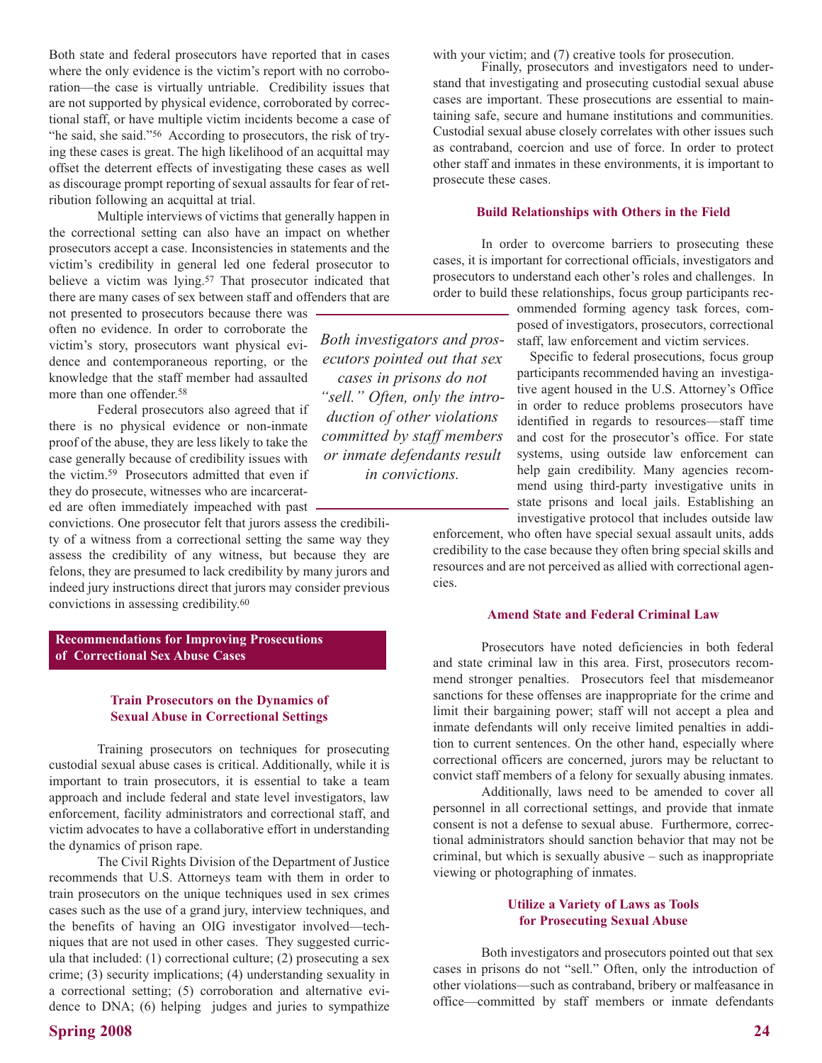Both state and federal prosecutors have reported that in cases where the only evidence is the victim's report with no corroboration—the case is virtually untriable. Credibility issues that are not supported by physical evidence, corroborated by correctional staff, or have multiple victim incidents become a case of "he said, she said."[56] According to prosecutors, the risk of trying these cases is great. The high likelihood of an acquittal may offset the deterrent effects of investigating these cases as well as discourage prompt reporting of sexual assaults for fear of retribution following an acquittal at trial.

Multiple interviews of victims that generally happen in the correctional setting can also have an impact on whether prosecutors accept a case. Inconsistencies in statements and the victim's credibility in general led one federal prosecutor to believe a victim was lying.[57] That prosecutor indicated that there are many cases of sex between staff and offenders that are not presented to prosecutors because there was often no evidence. In order to corroborate the victim's story, prosecutors want physical evidence and contemporaneous reporting, or the knowledge that the staff member had assaulted more than one offender.[58]

Federal prosecutors also agreed that if there is no physical evidence or non-inmate proof of the abuse, they are less likely to take the case generally because of credibility issues with the victim.[59] Prosecutors admitted that even if they do prosecute, witnesses who are incarcerated are often immediately impeached with past convictions. One prosecutor felt that jurors assess the credibility of a witness from a correctional setting the same way they assess the credibility of any witness, but because they are felons, they are presumed to lack credibility by many jurors and indeed jury instructions direct that jurors may consider previous convictions in assessing credibility.[60]

*Both investigators and prosecutors pointed out that sex cases in prisons do not "sell." Often, only the introduction of other violations committed by staff members or inmate defendants result in convictions.*

## Recommendations for Improving Prosecutions of Correctional Sex Abuse Cases

### Train Prosecutors on the Dynamics of Sexual Abuse in Correctional Settings

Training prosecutors on techniques for prosecuting custodial sexual abuse cases is critical. Additionally, while it is important to train prosecutors, it is essential to take a team approach and include federal and state level investigators, law enforcement, facility administrators and correctional staff, and victim advocates to have a collaborative effort in understanding the dynamics of prison rape.

The Civil Rights Division of the Department of Justice recommends that U.S. Attorneys team with them in order to train prosecutors on the unique techniques used in sex crimes cases such as the use of a grand jury, interview techniques, and the benefits of having an OIG investigator involved—techniques that are not used in other cases. They suggested curricula that included: (1) correctional culture; (2) prosecuting a sex crime; (3) security implications; (4) understanding sexuality in a correctional setting; (5) corroboration and alternative evidence to DNA; (6) helping judges and juries to sympathize with your victim; and (7) creative tools for prosecution.

Finally, prosecutors and investigators need to understand that investigating and prosecuting custodial sexual abuse cases are important. These prosecutions are essential to maintaining safe, secure and humane institutions and communities. Custodial sexual abuse closely correlates with other issues such as contraband, coercion and use of force. In order to protect other staff and inmates in these environments, it is important to prosecute these cases.

### Build Relationships with Others in the Field

In order to overcome barriers to prosecuting these cases, it is important for correctional officials, investigators and prosecutors to understand each other's roles and challenges. In order to build these relationships, focus group participants recommended forming agency task forces, composed of investigators, prosecutors, correctional staff, law enforcement and victim services.

Specific to federal prosecutions, focus group participants recommended having an investigative agent housed in the U.S. Attorney's Office in order to reduce problems prosecutors have identified in regards to resources—staff time and cost for the prosecutor's office. For state systems, using outside law enforcement can help gain credibility. Many agencies recommend using third-party investigative units in state prisons and local jails. Establishing an investigative protocol that includes outside law enforcement, who often have special sexual assault units, adds credibility to the case because they often bring special skills and resources and are not perceived as allied with correctional agencies.

### Amend State and Federal Criminal Law

Prosecutors have noted deficiencies in both federal and state criminal law in this area. First, prosecutors recommend stronger penalties. Prosecutors feel that misdemeanor sanctions for these offenses are inappropriate for the crime and limit their bargaining power; staff will not accept a plea and inmate defendants will only receive limited penalties in addition to current sentences. On the other hand, especially where correctional officers are concerned, jurors may be reluctant to convict staff members of a felony for sexually abusing inmates.

Additionally, laws need to be amended to cover all personnel in all correctional settings, and provide that inmate consent is not a defense to sexual abuse. Furthermore, correctional administrators should sanction behavior that may not be criminal, but which is sexually abusive – such as inappropriate viewing or photographing of inmates.

### Utilize a Variety of Laws as Tools for Prosecuting Sexual Abuse

Both investigators and prosecutors pointed out that sex cases in prisons do not "sell." Often, only the introduction of other violations—such as contraband, bribery or malfeasance in office—committed by staff members or inmate defendants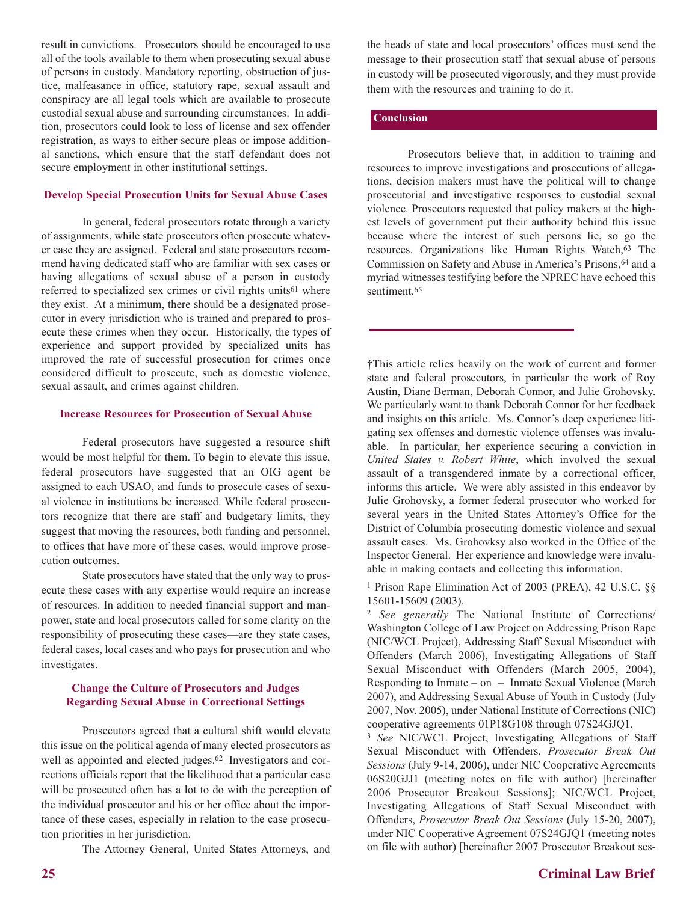result in convictions. Prosecutors should be encouraged to use all of the tools available to them when prosecuting sexual abuse of persons in custody. Mandatory reporting, obstruction of justice, malfeasance in office, statutory rape, sexual assault and conspiracy are all legal tools which are available to prosecute custodial sexual abuse and surrounding circumstances. In addition, prosecutors could look to loss of license and sex offender registration, as ways to either secure pleas or impose additional sanctions, which ensure that the staff defendant does not secure employment in other institutional settings.

### Develop Special Prosecution Units for Sexual Abuse Cases

In general, federal prosecutors rotate through a variety of assignments, while state prosecutors often prosecute whatever case they are assigned. Federal and state prosecutors recommend having dedicated staff who are familiar with sex cases or having allegations of sexual abuse of a person in custody referred to specialized sex crimes or civil rights units[61] where they exist. At a minimum, there should be a designated prosecutor in every jurisdiction who is trained and prepared to prosecute these crimes when they occur. Historically, the types of experience and support provided by specialized units has improved the rate of successful prosecution for crimes once considered difficult to prosecute, such as domestic violence, sexual assault, and crimes against children.

### Increase Resources for Prosecution of Sexual Abuse

Federal prosecutors have suggested a resource shift would be most helpful for them. To begin to elevate this issue, federal prosecutors have suggested that an OIG agent be assigned to each USAO, and funds to prosecute cases of sexual violence in institutions be increased. While federal prosecutors recognize that there are staff and budgetary limits, they suggest that moving the resources, both funding and personnel, to offices that have more of these cases, would improve prosecution outcomes.

State prosecutors have stated that the only way to prosecute these cases with any expertise would require an increase of resources. In addition to needed financial support and manpower, state and local prosecutors called for some clarity on the responsibility of prosecuting these cases—are they state cases, federal cases, local cases and who pays for prosecution and who investigates.

### Change the Culture of Prosecutors and Judges Regarding Sexual Abuse in Correctional Settings

Prosecutors agreed that a cultural shift would elevate this issue on the political agenda of many elected prosecutors as well as appointed and elected judges.[62] Investigators and corrections officials report that the likelihood that a particular case will be prosecuted often has a lot to do with the perception of the individual prosecutor and his or her office about the importance of these cases, especially in relation to the case prosecution priorities in her jurisdiction.

The Attorney General, United States Attorneys, and the heads of state and local prosecutors' offices must send the message to their prosecution staff that sexual abuse of persons in custody will be prosecuted vigorously, and they must provide them with the resources and training to do it.

## Conclusion

Prosecutors believe that, in addition to training and resources to improve investigations and prosecutions of allegations, decision makers must have the political will to change prosecutorial and investigative responses to custodial sexual violence. Prosecutors requested that policy makers at the highest levels of government put their authority behind this issue because where the interest of such persons lie, so go the resources. Organizations like Human Rights Watch,[63] The Commission on Safety and Abuse in America's Prisons,[64] and a myriad witnesses testifying before the NPREC have echoed this sentiment.[65]

---

†This article relies heavily on the work of current and former state and federal prosecutors, in particular the work of Roy Austin, Diane Berman, Deborah Connor, and Julie Grohovsky. We particularly want to thank Deborah Connor for her feedback and insights on this article. Ms. Connor's deep experience litigating sex offenses and domestic violence offenses was invaluable. In particular, her experience securing a conviction in *United States v. Robert White*, which involved the sexual assault of a transgendered inmate by a correctional officer, informs this article. We were ably assisted in this endeavor by Julie Grohovsky, a former federal prosecutor who worked for several years in the United States Attorney's Office for the District of Columbia prosecuting domestic violence and sexual assault cases. Ms. Grohovksy also worked in the Office of the Inspector General. Her experience and knowledge were invaluable in making contacts and collecting this information.

[1] Prison Rape Elimination Act of 2003 (PREA), 42 U.S.C. §§ 15601-15609 (2003).

[2] *See generally* The National Institute of Corrections/ Washington College of Law Project on Addressing Prison Rape (NIC/WCL Project), Addressing Staff Sexual Misconduct with Offenders (March 2006), Investigating Allegations of Staff Sexual Misconduct with Offenders (March 2005, 2004), Responding to Inmate – on – Inmate Sexual Violence (March 2007), and Addressing Sexual Abuse of Youth in Custody (July 2007, Nov. 2005), under National Institute of Corrections (NIC) cooperative agreements 01P18G108 through 07S24GJQ1.

[3] *See* NIC/WCL Project, Investigating Allegations of Staff Sexual Misconduct with Offenders, *Prosecutor Break Out Sessions* (July 9-14, 2006), under NIC Cooperative Agreements 06S20GJJ1 (meeting notes on file with author) [hereinafter 2006 Prosecutor Breakout Sessions]; NIC/WCL Project, Investigating Allegations of Staff Sexual Misconduct with Offenders, *Prosecutor Break Out Sessions* (July 15-20, 2007), under NIC Cooperative Agreement 07S24GJQ1 (meeting notes on file with author) [hereinafter 2007 Prosecutor Breakout ses-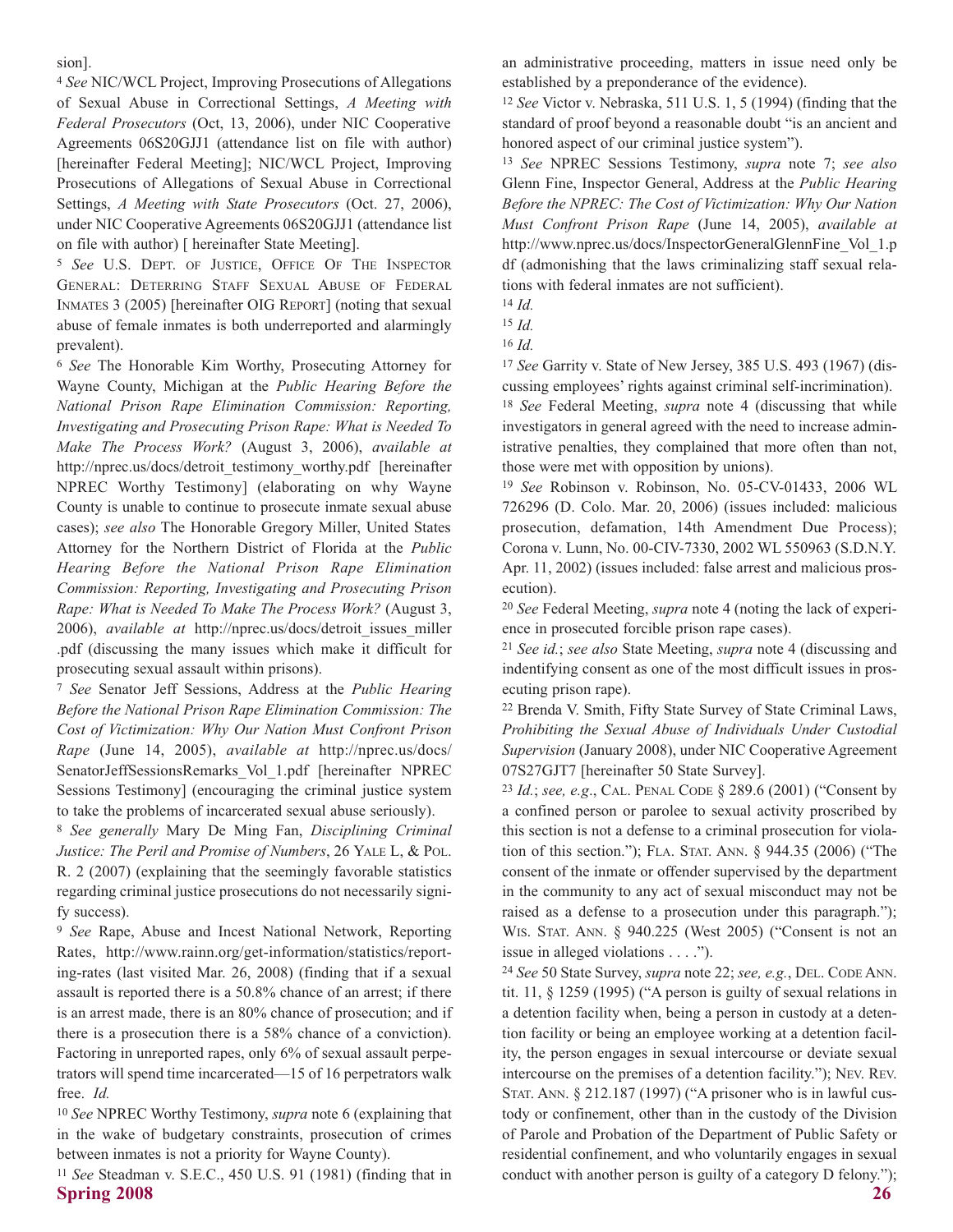sion].

[4] *See* NIC/WCL Project, Improving Prosecutions of Allegations of Sexual Abuse in Correctional Settings, *A Meeting with Federal Prosecutors* (Oct, 13, 2006), under NIC Cooperative Agreements 06S20GJJ1 (attendance list on file with author) [hereinafter Federal Meeting]; NIC/WCL Project, Improving Prosecutions of Allegations of Sexual Abuse in Correctional Settings, *A Meeting with State Prosecutors* (Oct. 27, 2006), under NIC Cooperative Agreements 06S20GJJ1 (attendance list on file with author) [ hereinafter State Meeting].

[5] *See* U.S. DEPT. OF JUSTICE, OFFICE OF THE INSPECTOR GENERAL: DETERRING STAFF SEXUAL ABUSE OF FEDERAL INMATES 3 (2005) [hereinafter OIG REPORT] (noting that sexual abuse of female inmates is both underreported and alarmingly prevalent).

[6] *See* The Honorable Kim Worthy, Prosecuting Attorney for Wayne County, Michigan at the *Public Hearing Before the National Prison Rape Elimination Commission: Reporting, Investigating and Prosecuting Prison Rape: What is Needed To Make The Process Work?* (August 3, 2006), *available at* http://nprec.us/docs/detroit_testimony_worthy.pdf [hereinafter NPREC Worthy Testimony] (elaborating on why Wayne County is unable to continue to prosecute inmate sexual abuse cases); *see also* The Honorable Gregory Miller, United States Attorney for the Northern District of Florida at the *Public Hearing Before the National Prison Rape Elimination Commission: Reporting, Investigating and Prosecuting Prison Rape: What is Needed To Make The Process Work?* (August 3, 2006), *available at* http://nprec.us/docs/detroit_issues_miller.pdf (discussing the many issues which make it difficult for prosecuting sexual assault within prisons).

[7] *See* Senator Jeff Sessions, Address at the *Public Hearing Before the National Prison Rape Elimination Commission: The Cost of Victimization: Why Our Nation Must Confront Prison Rape* (June 14, 2005), *available at* http://nprec.us/docs/SenatorJeffSessionsRemarks_Vol_1.pdf [hereinafter NPREC Sessions Testimony] (encouraging the criminal justice system to take the problems of incarcerated sexual abuse seriously).

[8] *See generally* Mary De Ming Fan, *Disciplining Criminal Justice: The Peril and Promise of Numbers*, 26 YALE L, & POL. R. 2 (2007) (explaining that the seemingly favorable statistics regarding criminal justice prosecutions do not necessarily signify success).

[9] *See* Rape, Abuse and Incest National Network, Reporting Rates, http://www.rainn.org/get-information/statistics/reporting-rates (last visited Mar. 26, 2008) (finding that if a sexual assault is reported there is a 50.8% chance of an arrest; if there is an arrest made, there is an 80% chance of prosecution; and if there is a prosecution there is a 58% chance of a conviction). Factoring in unreported rapes, only 6% of sexual assault perpetrators will spend time incarcerated—15 of 16 perpetrators walk free. *Id.*

[10] *See* NPREC Worthy Testimony, *supra* note 6 (explaining that in the wake of budgetary constraints, prosecution of crimes between inmates is not a priority for Wayne County).

[11] *See* Steadman v. S.E.C., 450 U.S. 91 (1981) (finding that in an administrative proceeding, matters in issue need only be established by a preponderance of the evidence).

[12] *See* Victor v. Nebraska, 511 U.S. 1, 5 (1994) (finding that the standard of proof beyond a reasonable doubt "is an ancient and honored aspect of our criminal justice system").

[13] *See* NPREC Sessions Testimony, *supra* note 7; *see also* Glenn Fine, Inspector General, Address at the *Public Hearing Before the NPREC: The Cost of Victimization: Why Our Nation Must Confront Prison Rape* (June 14, 2005), *available at* http://www.nprec.us/docs/InspectorGeneralGlennFine_Vol_1.pdf (admonishing that the laws criminalizing staff sexual relations with federal inmates are not sufficient).

[14] *Id.*

[15] *Id.*

[16] *Id.*

[17] *See* Garrity v. State of New Jersey, 385 U.S. 493 (1967) (discussing employees' rights against criminal self-incrimination).

[18] *See* Federal Meeting, *supra* note 4 (discussing that while investigators in general agreed with the need to increase administrative penalties, they complained that more often than not, those were met with opposition by unions).

[19] *See* Robinson v. Robinson, No. 05-CV-01433, 2006 WL 726296 (D. Colo. Mar. 20, 2006) (issues included: malicious prosecution, defamation, 14th Amendment Due Process); Corona v. Lunn, No. 00-CIV-7330, 2002 WL 550963 (S.D.N.Y. Apr. 11, 2002) (issues included: false arrest and malicious prosecution).

[20] *See* Federal Meeting, *supra* note 4 (noting the lack of experience in prosecuted forcible prison rape cases).

[21] *See id.*; *see also* State Meeting, *supra* note 4 (discussing and indentifying consent as one of the most difficult issues in prosecuting prison rape).

[22] Brenda V. Smith, Fifty State Survey of State Criminal Laws, *Prohibiting the Sexual Abuse of Individuals Under Custodial Supervision* (January 2008), under NIC Cooperative Agreement 07S27GJT7 [hereinafter 50 State Survey].

[23] *Id.*; *see, e.g*., CAL. PENAL CODE § 289.6 (2001) ("Consent by a confined person or parolee to sexual activity proscribed by this section is not a defense to a criminal prosecution for violation of this section."); FLA. STAT. ANN. § 944.35 (2006) ("The consent of the inmate or offender supervised by the department in the community to any act of sexual misconduct may not be raised as a defense to a prosecution under this paragraph."); WIS. STAT. ANN. § 940.225 (West 2005) ("Consent is not an issue in alleged violations . . . .").

[24] *See* 50 State Survey, *supra* note 22; *see, e.g.*, DEL. CODE ANN. tit. 11, § 1259 (1995) ("A person is guilty of sexual relations in a detention facility when, being a person in custody at a detention facility or being an employee working at a detention facility, the person engages in sexual intercourse or deviate sexual intercourse on the premises of a detention facility."); NEV. REV. STAT. ANN. § 212.187 (1997) ("A prisoner who is in lawful custody or confinement, other than in the custody of the Division of Parole and Probation of the Department of Public Safety or residential confinement, and who voluntarily engages in sexual conduct with another person is guilty of a category D felony.");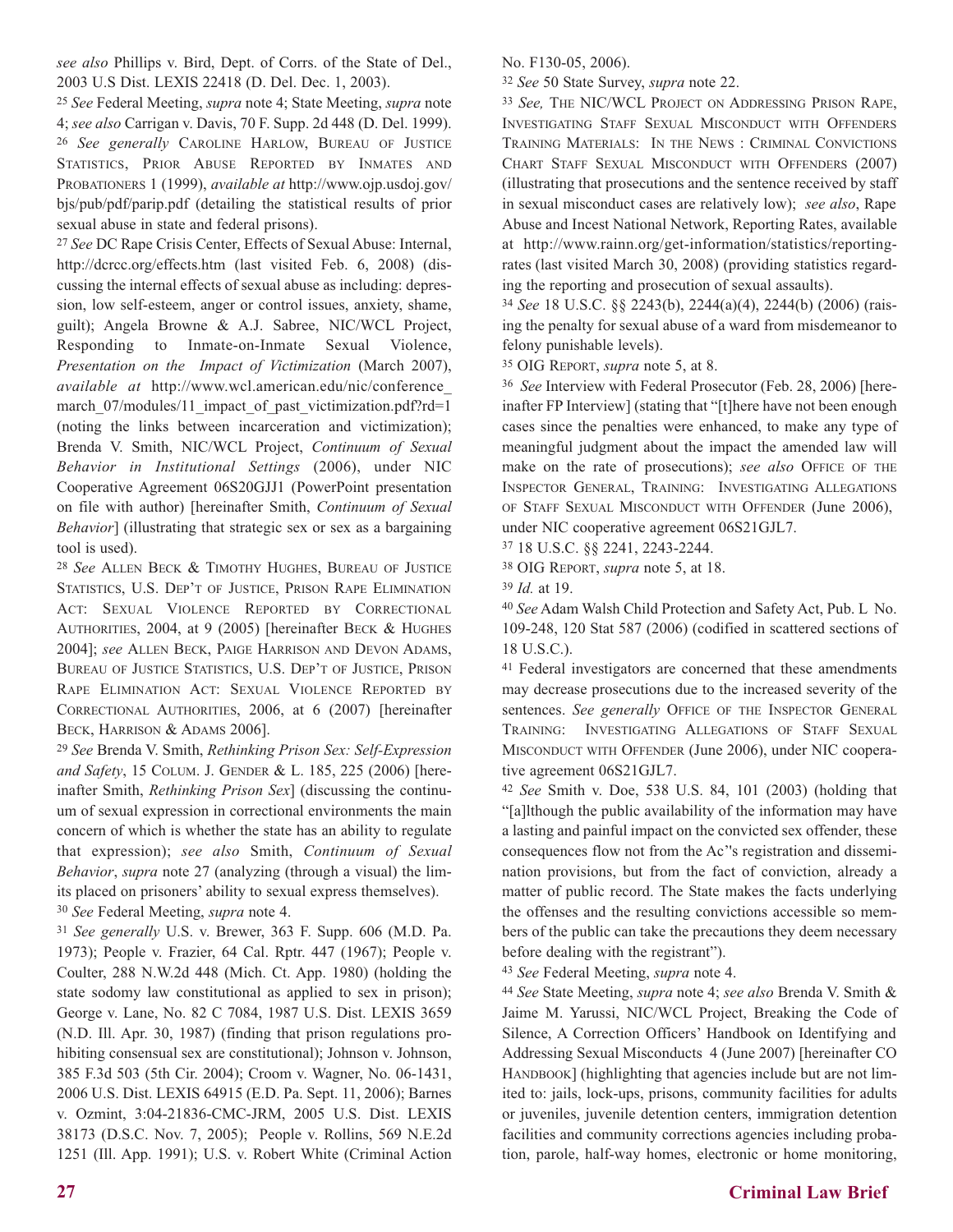*see also* Phillips v. Bird, Dept. of Corrs. of the State of Del., 2003 U.S Dist. LEXIS 22418 (D. Del. Dec. 1, 2003).

[25] *See* Federal Meeting, *supra* note 4; State Meeting, *supra* note 4; *see also* Carrigan v. Davis, 70 F. Supp. 2d 448 (D. Del. 1999).

[26] *See generally* Caroline Harlow, Bureau of Justice Statistics, Prior Abuse Reported by Inmates and Probationers 1 (1999), *available at* http://www.ojp.usdoj.gov/bjs/pub/pdf/parip.pdf (detailing the statistical results of prior sexual abuse in state and federal prisons).

[27] *See* DC Rape Crisis Center, Effects of Sexual Abuse: Internal, http://dcrcc.org/effects.htm (last visited Feb. 6, 2008) (discussing the internal effects of sexual abuse as including: depression, low self-esteem, anger or control issues, anxiety, shame, guilt); Angela Browne & A.J. Sabree, NIC/WCL Project, Responding to Inmate-on-Inmate Sexual Violence, *Presentation on the Impact of Victimization* (March 2007), *available at* http://www.wcl.american.edu/nic/conference_march_07/modules/11_impact_of_past_victimization.pdf?rd=1 (noting the links between incarceration and victimization); Brenda V. Smith, NIC/WCL Project, *Continuum of Sexual Behavior in Institutional Settings* (2006), under NIC Cooperative Agreement 06S20GJJ1 (PowerPoint presentation on file with author) [hereinafter Smith, *Continuum of Sexual Behavior*] (illustrating that strategic sex or sex as a bargaining tool is used).

[28] *See* Allen Beck & Timothy Hughes, Bureau of Justice Statistics, U.S. Dep't of Justice, Prison Rape Elimination Act: Sexual Violence Reported by Correctional Authorities, 2004, at 9 (2005) [hereinafter Beck & Hughes 2004]; *see* Allen Beck, Paige Harrison and Devon Adams, Bureau of Justice Statistics, U.S. Dep't of Justice, Prison Rape Elimination Act: Sexual Violence Reported by Correctional Authorities, 2006, at 6 (2007) [hereinafter Beck, Harrison & Adams 2006].

[29] *See* Brenda V. Smith, *Rethinking Prison Sex: Self-Expression and Safety*, 15 Colum. J. Gender & L. 185, 225 (2006) [hereinafter Smith, *Rethinking Prison Sex*] (discussing the continuum of sexual expression in correctional environments the main concern of which is whether the state has an ability to regulate that expression); *see also* Smith, *Continuum of Sexual Behavior*, *supra* note 27 (analyzing (through a visual) the limits placed on prisoners' ability to sexual express themselves).

[30] *See* Federal Meeting, *supra* note 4.

[31] *See generally* U.S. v. Brewer, 363 F. Supp. 606 (M.D. Pa. 1973); People v. Frazier, 64 Cal. Rptr. 447 (1967); People v. Coulter, 288 N.W.2d 448 (Mich. Ct. App. 1980) (holding the state sodomy law constitutional as applied to sex in prison); George v. Lane, No. 82 C 7084, 1987 U.S. Dist. LEXIS 3659 (N.D. Ill. Apr. 30, 1987) (finding that prison regulations prohibiting consensual sex are constitutional); Johnson v. Johnson, 385 F.3d 503 (5th Cir. 2004); Croom v. Wagner, No. 06-1431, 2006 U.S. Dist. LEXIS 64915 (E.D. Pa. Sept. 11, 2006); Barnes v. Ozmint, 3:04-21836-CMC-JRM, 2005 U.S. Dist. LEXIS 38173 (D.S.C. Nov. 7, 2005); People v. Rollins, 569 N.E.2d 1251 (Ill. App. 1991); U.S. v. Robert White (Criminal Action No. F130-05, 2006).

[32] *See* 50 State Survey, *supra* note 22.

[33] *See,* The NIC/WCL Project on Addressing Prison Rape, Investigating Staff Sexual Misconduct with Offenders Training Materials: In the News : Criminal Convictions Chart Staff Sexual Misconduct with Offenders (2007) (illustrating that prosecutions and the sentence received by staff in sexual misconduct cases are relatively low); *see also*, Rape Abuse and Incest National Network, Reporting Rates, available at http://www.rainn.org/get-information/statistics/reporting-rates (last visited March 30, 2008) (providing statistics regarding the reporting and prosecution of sexual assaults).

[34] *See* 18 U.S.C. §§ 2243(b), 2244(a)(4), 2244(b) (2006) (raising the penalty for sexual abuse of a ward from misdemeanor to felony punishable levels).

[35] OIG Report, *supra* note 5, at 8.

[36] *See* Interview with Federal Prosecutor (Feb. 28, 2006) [hereinafter FP Interview] (stating that "[t]here have not been enough cases since the penalties were enhanced, to make any type of meaningful judgment about the impact the amended law will make on the rate of prosecutions); *see also* Office of the Inspector General, Training: Investigating Allegations of Staff Sexual Misconduct with Offender (June 2006), under NIC cooperative agreement 06S21GJL7.

[37] 18 U.S.C. §§ 2241, 2243-2244.

[38] OIG Report, *supra* note 5, at 18.

[39] *Id.* at 19.

[40] *See* Adam Walsh Child Protection and Safety Act, Pub. L No. 109-248, 120 Stat 587 (2006) (codified in scattered sections of 18 U.S.C.).

[41] Federal investigators are concerned that these amendments may decrease prosecutions due to the increased severity of the sentences. *See generally* Office of the Inspector General Training: Investigating Allegations of Staff Sexual Misconduct with Offender (June 2006), under NIC cooperative agreement 06S21GJL7.

[42] *See* Smith v. Doe, 538 U.S. 84, 101 (2003) (holding that "[a]lthough the public availability of the information may have a lasting and painful impact on the convicted sex offender, these consequences flow not from the Ac''s registration and dissemination provisions, but from the fact of conviction, already a matter of public record. The State makes the facts underlying the offenses and the resulting convictions accessible so members of the public can take the precautions they deem necessary before dealing with the registrant").

[43] *See* Federal Meeting, *supra* note 4.

[44] *See* State Meeting, *supra* note 4; *see also* Brenda V. Smith & Jaime M. Yarussi, NIC/WCL Project, Breaking the Code of Silence, A Correction Officers' Handbook on Identifying and Addressing Sexual Misconducts 4 (June 2007) [hereinafter CO Handbook] (highlighting that agencies include but are not limited to: jails, lock-ups, prisons, community facilities for adults or juveniles, juvenile detention centers, immigration detention facilities and community corrections agencies including probation, parole, half-way homes, electronic or home monitoring,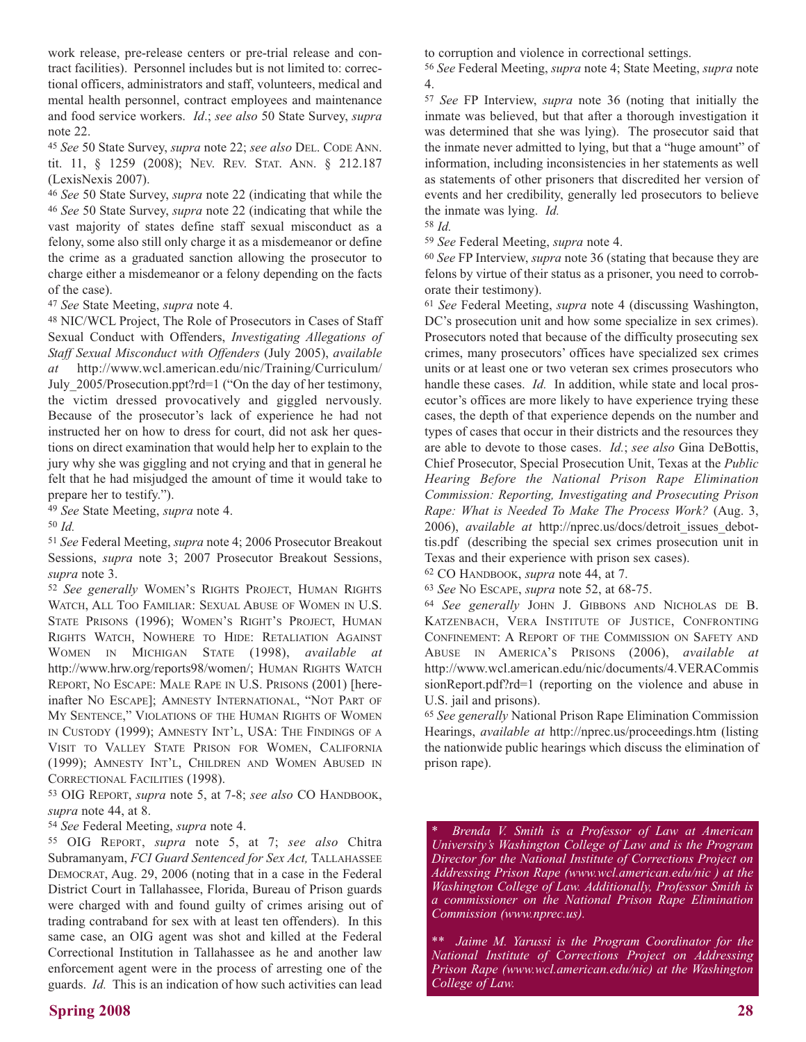work release, pre-release centers or pre-trial release and contract facilities). Personnel includes but is not limited to: correctional officers, administrators and staff, volunteers, medical and mental health personnel, contract employees and maintenance and food service workers. *Id*.; *see also* 50 State Survey, *supra* note 22.

[45] *See* 50 State Survey, *supra* note 22; *see also* Del. Code Ann. tit. 11, § 1259 (2008); Nev. Rev. Stat. Ann. § 212.187 (LexisNexis 2007).

[46] *See* 50 State Survey, *supra* note 22 (indicating that while the [46] *See* 50 State Survey, *supra* note 22 (indicating that while the vast majority of states define staff sexual misconduct as a felony, some also still only charge it as a misdemeanor or define the crime as a graduated sanction allowing the prosecutor to charge either a misdemeanor or a felony depending on the facts of the case).

[47] *See* State Meeting, *supra* note 4.

[48] NIC/WCL Project, The Role of Prosecutors in Cases of Staff Sexual Conduct with Offenders, *Investigating Allegations of Staff Sexual Misconduct with Offenders* (July 2005), *available at* http://www.wcl.american.edu/nic/Training/Curriculum/July_2005/Prosecution.ppt?rd=1 ("On the day of her testimony, the victim dressed provocatively and giggled nervously. Because of the prosecutor's lack of experience he had not instructed her on how to dress for court, did not ask her questions on direct examination that would help her to explain to the jury why she was giggling and not crying and that in general he felt that he had misjudged the amount of time it would take to prepare her to testify.").

[49] *See* State Meeting, *supra* note 4.

[50] *Id.*

[51] *See* Federal Meeting, *supra* note 4; 2006 Prosecutor Breakout Sessions, *supra* note 3; 2007 Prosecutor Breakout Sessions, *supra* note 3.

[52] *See generally* Women's Rights Project, Human Rights Watch, All Too Familiar: Sexual Abuse of Women in U.S. State Prisons (1996); Women's Right's Project, Human Rights Watch, Nowhere to Hide: Retaliation Against Women in Michigan State (1998), *available at* http://www.hrw.org/reports98/women/; Human Rights Watch Report, No Escape: Male Rape in U.S. Prisons (2001) [hereinafter No Escape]; Amnesty International, "Not Part of My Sentence," Violations of the Human Rights of Women in Custody (1999); Amnesty Int'l, USA: The Findings of a Visit to Valley State Prison for Women, California (1999); Amnesty Int'l, Children and Women Abused in Correctional Facilities (1998).

[53] OIG Report, *supra* note 5, at 7-8; *see also* CO Handbook, *supra* note 44, at 8.

[54] *See* Federal Meeting, *supra* note 4.

[55] OIG Report, *supra* note 5, at 7; *see also* Chitra Subramanyam, *FCI Guard Sentenced for Sex Act,* Tallahassee Democrat, Aug. 29, 2006 (noting that in a case in the Federal District Court in Tallahassee, Florida, Bureau of Prison guards were charged with and found guilty of crimes arising out of trading contraband for sex with at least ten offenders). In this same case, an OIG agent was shot and killed at the Federal Correctional Institution in Tallahassee as he and another law enforcement agent were in the process of arresting one of the guards. *Id.* This is an indication of how such activities can lead to corruption and violence in correctional settings.

[56] *See* Federal Meeting, *supra* note 4; State Meeting, *supra* note 4.

[57] *See* FP Interview, *supra* note 36 (noting that initially the inmate was believed, but that after a thorough investigation it was determined that she was lying). The prosecutor said that the inmate never admitted to lying, but that a "huge amount" of information, including inconsistencies in her statements as well as statements of other prisoners that discredited her version of events and her credibility, generally led prosecutors to believe the inmate was lying. *Id.*

[58] *Id.*

[59] *See* Federal Meeting, *supra* note 4.

[60] *See* FP Interview, *supra* note 36 (stating that because they are felons by virtue of their status as a prisoner, you need to corroborate their testimony).

[61] *See* Federal Meeting, *supra* note 4 (discussing Washington, DC's prosecution unit and how some specialize in sex crimes). Prosecutors noted that because of the difficulty prosecuting sex crimes, many prosecutors' offices have specialized sex crimes units or at least one or two veteran sex crimes prosecutors who handle these cases. *Id.* In addition, while state and local prosecutor's offices are more likely to have experience trying these cases, the depth of that experience depends on the number and types of cases that occur in their districts and the resources they are able to devote to those cases. *Id.*; *see also* Gina DeBottis, Chief Prosecutor, Special Prosecution Unit, Texas at the *Public Hearing Before the National Prison Rape Elimination Commission: Reporting, Investigating and Prosecuting Prison Rape: What is Needed To Make The Process Work?* (Aug. 3, 2006), *available at* http://nprec.us/docs/detroit_issues_debottis.pdf (describing the special sex crimes prosecution unit in Texas and their experience with prison sex cases).

[62] CO Handbook, *supra* note 44, at 7.

[63] *See* No Escape, *supra* note 52, at 68-75.

[64] *See generally* John J. Gibbons and Nicholas de B. Katzenbach, Vera Institute of Justice, Confronting Confinement: A Report of the Commission on Safety and Abuse in America's Prisons (2006), *available at* http://www.wcl.american.edu/nic/documents/4.VERACommissionReport.pdf?rd=1 (reporting on the violence and abuse in U.S. jail and prisons).

[65] *See generally* National Prison Rape Elimination Commission Hearings, *available at* http://nprec.us/proceedings.htm (listing the nationwide public hearings which discuss the elimination of prison rape).

*\* Brenda V. Smith is a Professor of Law at American University's Washington College of Law and is the Program Director for the National Institute of Corrections Project on Addressing Prison Rape (www.wcl.american.edu/nic ) at the Washington College of Law. Additionally, Professor Smith is a commissioner on the National Prison Rape Elimination Commission (www.nprec.us).*

*\*\* Jaime M. Yarussi is the Program Coordinator for the National Institute of Corrections Project on Addressing Prison Rape (www.wcl.american.edu/nic) at the Washington College of Law.*